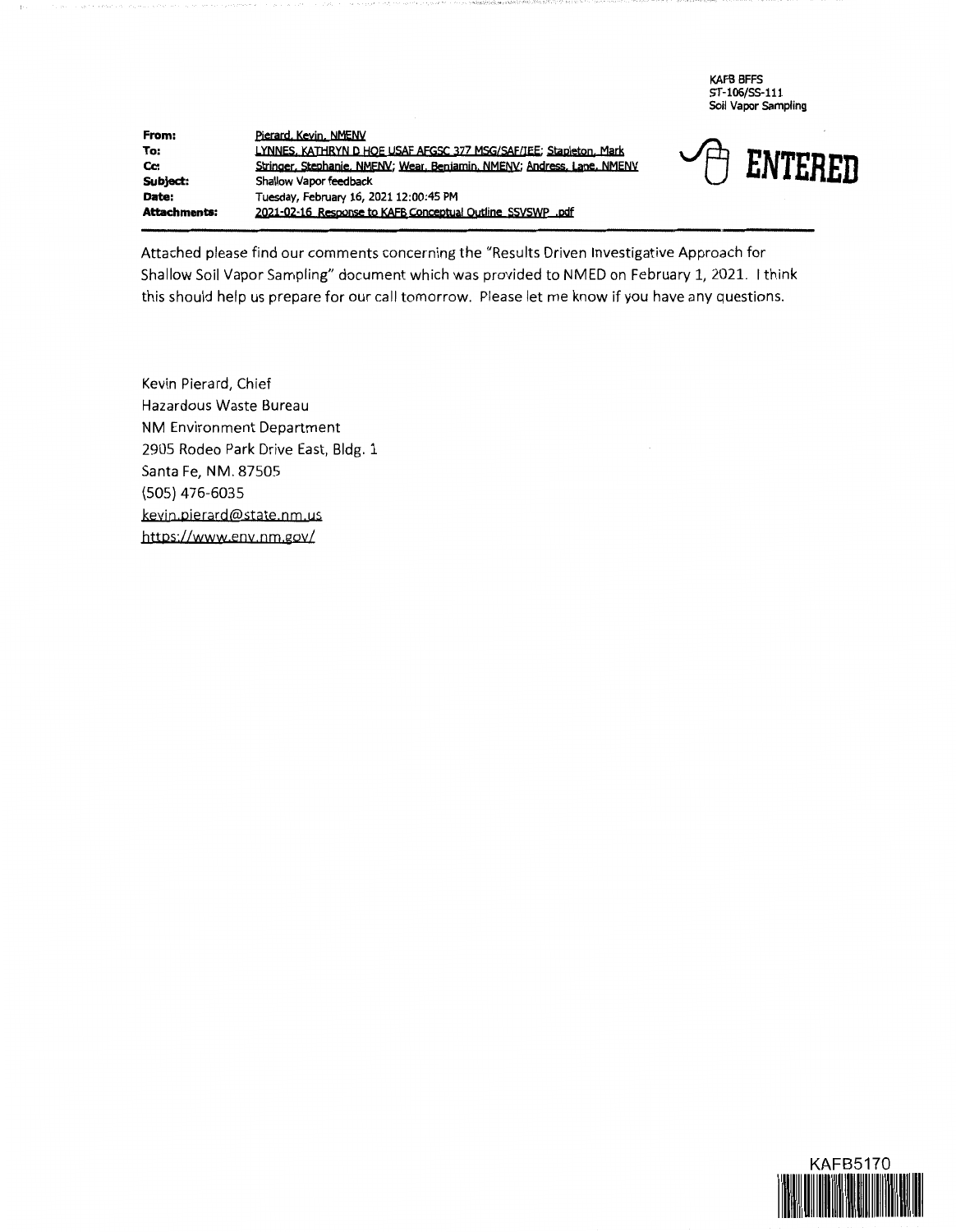KAFB BFFS
ST-106/SS-111
Soil Vapor Sampling

**ENTERED**

| | |
|---|---|
| **From:** | Pierard, Kevin, NMENV |
| **To:** | LYNNES, KATHRYN D HQE USAF AFGSC 377 MSG/SAF/IEE; Stapleton, Mark |
| **Cc:** | Stringer, Stephanie, NMENV; Wear, Benjamin, NMENV; Andress, Lane, NMENV |
| **Subject:** | Shallow Vapor feedback |
| **Date:** | Tuesday, February 16, 2021 12:00:45 PM |
| **Attachments:** | 2021-02-16 Response to KAFB Conceptual Outline SSVSWP .pdf |

Attached please find our comments concerning the "Results Driven Investigative Approach for Shallow Soil Vapor Sampling" document which was provided to NMED on February 1, 2021. I think this should help us prepare for our call tomorrow. Please let me know if you have any questions.

Kevin Pierard, Chief
Hazardous Waste Bureau
NM Environment Department
2905 Rodeo Park Drive East, Bldg. 1
Santa Fe, NM. 87505
(505) 476-6035
kevin.pierard@state.nm.us
https://www.env.nm.gov/

KAFB5170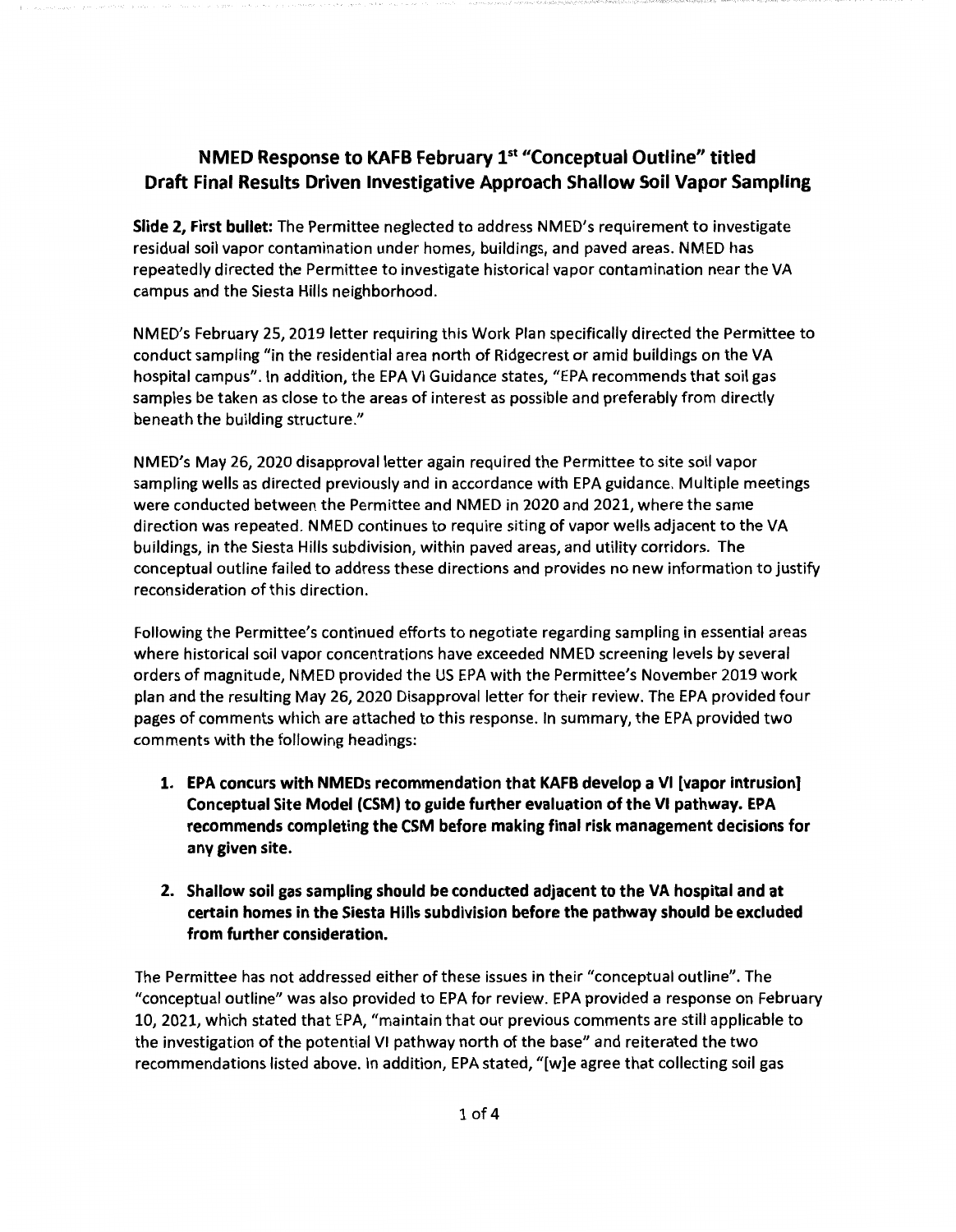# NMED Response to KAFB February 1st "Conceptual Outline" titled Draft Final Results Driven Investigative Approach Shallow Soil Vapor Sampling

**Slide 2, First bullet:** The Permittee neglected to address NMED's requirement to investigate residual soil vapor contamination under homes, buildings, and paved areas. NMED has repeatedly directed the Permittee to investigate historical vapor contamination near the VA campus and the Siesta Hills neighborhood.

NMED's February 25, 2019 letter requiring this Work Plan specifically directed the Permittee to conduct sampling "in the residential area north of Ridgecrest or amid buildings on the VA hospital campus". In addition, the EPA VI Guidance states, "EPA recommends that soil gas samples be taken as close to the areas of interest as possible and preferably from directly beneath the building structure."

NMED's May 26, 2020 disapproval letter again required the Permittee to site soil vapor sampling wells as directed previously and in accordance with EPA guidance. Multiple meetings were conducted between the Permittee and NMED in 2020 and 2021, where the same direction was repeated. NMED continues to require siting of vapor wells adjacent to the VA buildings, in the Siesta Hills subdivision, within paved areas, and utility corridors. The conceptual outline failed to address these directions and provides no new information to justify reconsideration of this direction.

Following the Permittee's continued efforts to negotiate regarding sampling in essential areas where historical soil vapor concentrations have exceeded NMED screening levels by several orders of magnitude, NMED provided the US EPA with the Permittee's November 2019 work plan and the resulting May 26, 2020 Disapproval letter for their review. The EPA provided four pages of comments which are attached to this response. In summary, the EPA provided two comments with the following headings:

1. **EPA concurs with NMEDs recommendation that KAFB develop a VI [vapor intrusion] Conceptual Site Model (CSM) to guide further evaluation of the VI pathway. EPA recommends completing the CSM before making final risk management decisions for any given site.**
2. **Shallow soil gas sampling should be conducted adjacent to the VA hospital and at certain homes in the Siesta Hills subdivision before the pathway should be excluded from further consideration.**

The Permittee has not addressed either of these issues in their "conceptual outline". The "conceptual outline" was also provided to EPA for review. EPA provided a response on February 10, 2021, which stated that EPA, "maintain that our previous comments are still applicable to the investigation of the potential VI pathway north of the base" and reiterated the two recommendations listed above. In addition, EPA stated, "[w]e agree that collecting soil gas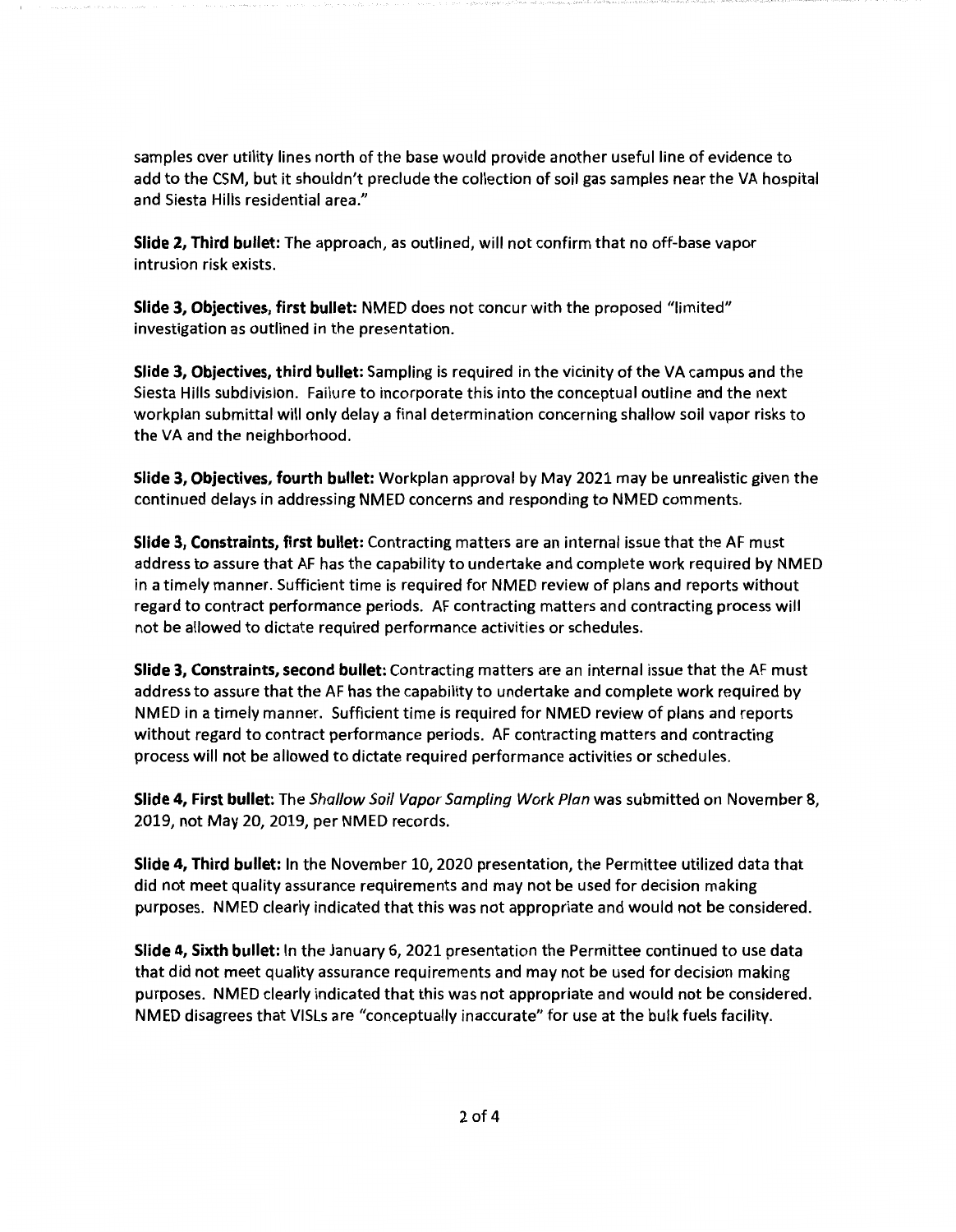samples over utility lines north of the base would provide another useful line of evidence to add to the CSM, but it shouldn't preclude the collection of soil gas samples near the VA hospital and Siesta Hills residential area."

**Slide 2, Third bullet:** The approach, as outlined, will not confirm that no off-base vapor intrusion risk exists.

**Slide 3, Objectives, first bullet:** NMED does not concur with the proposed "limited" investigation as outlined in the presentation.

**Slide 3, Objectives, third bullet:** Sampling is required in the vicinity of the VA campus and the Siesta Hills subdivision. Failure to incorporate this into the conceptual outline and the next workplan submittal will only delay a final determination concerning shallow soil vapor risks to the VA and the neighborhood.

**Slide 3, Objectives, fourth bullet:** Workplan approval by May 2021 may be unrealistic given the continued delays in addressing NMED concerns and responding to NMED comments.

**Slide 3, Constraints, first bullet:** Contracting matters are an internal issue that the AF must address to assure that AF has the capability to undertake and complete work required by NMED in a timely manner. Sufficient time is required for NMED review of plans and reports without regard to contract performance periods. AF contracting matters and contracting process will not be allowed to dictate required performance activities or schedules.

**Slide 3, Constraints, second bullet:** Contracting matters are an internal issue that the AF must address to assure that the AF has the capability to undertake and complete work required by NMED in a timely manner. Sufficient time is required for NMED review of plans and reports without regard to contract performance periods. AF contracting matters and contracting process will not be allowed to dictate required performance activities or schedules.

**Slide 4, First bullet:** The *Shallow Soil Vapor Sampling Work Plan* was submitted on November 8, 2019, not May 20, 2019, per NMED records.

**Slide 4, Third bullet:** In the November 10, 2020 presentation, the Permittee utilized data that did not meet quality assurance requirements and may not be used for decision making purposes. NMED clearly indicated that this was not appropriate and would not be considered.

**Slide 4, Sixth bullet:** In the January 6, 2021 presentation the Permittee continued to use data that did not meet quality assurance requirements and may not be used for decision making purposes. NMED clearly indicated that this was not appropriate and would not be considered. NMED disagrees that VISLs are "conceptually inaccurate" for use at the bulk fuels facility.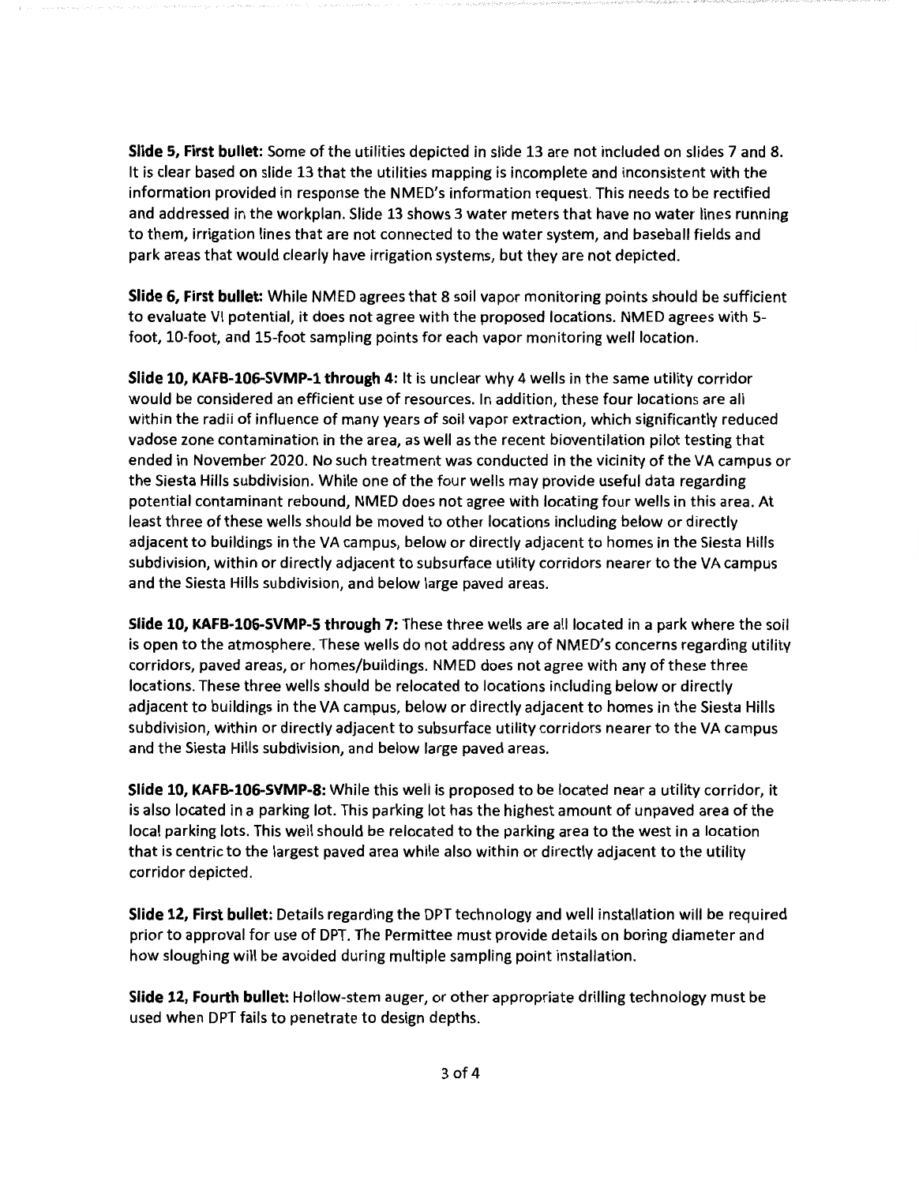**Slide 5, First bullet:** Some of the utilities depicted in slide 13 are not included on slides 7 and 8. It is clear based on slide 13 that the utilities mapping is incomplete and inconsistent with the information provided in response the NMED's information request. This needs to be rectified and addressed in the workplan. Slide 13 shows 3 water meters that have no water lines running to them, irrigation lines that are not connected to the water system, and baseball fields and park areas that would clearly have irrigation systems, but they are not depicted.

**Slide 6, First bullet:** While NMED agrees that 8 soil vapor monitoring points should be sufficient to evaluate VI potential, it does not agree with the proposed locations. NMED agrees with 5-foot, 10-foot, and 15-foot sampling points for each vapor monitoring well location.

**Slide 10, KAFB-106-SVMP-1 through 4:** It is unclear why 4 wells in the same utility corridor would be considered an efficient use of resources. In addition, these four locations are all within the radii of influence of many years of soil vapor extraction, which significantly reduced vadose zone contamination in the area, as well as the recent bioventilation pilot testing that ended in November 2020. No such treatment was conducted in the vicinity of the VA campus or the Siesta Hills subdivision. While one of the four wells may provide useful data regarding potential contaminant rebound, NMED does not agree with locating four wells in this area. At least three of these wells should be moved to other locations including below or directly adjacent to buildings in the VA campus, below or directly adjacent to homes in the Siesta Hills subdivision, within or directly adjacent to subsurface utility corridors nearer to the VA campus and the Siesta Hills subdivision, and below large paved areas.

**Slide 10, KAFB-106-SVMP-5 through 7:** These three wells are all located in a park where the soil is open to the atmosphere. These wells do not address any of NMED's concerns regarding utility corridors, paved areas, or homes/buildings. NMED does not agree with any of these three locations. These three wells should be relocated to locations including below or directly adjacent to buildings in the VA campus, below or directly adjacent to homes in the Siesta Hills subdivision, within or directly adjacent to subsurface utility corridors nearer to the VA campus and the Siesta Hills subdivision, and below large paved areas.

**Slide 10, KAFB-106-SVMP-8:** While this well is proposed to be located near a utility corridor, it is also located in a parking lot. This parking lot has the highest amount of unpaved area of the local parking lots. This well should be relocated to the parking area to the west in a location that is centric to the largest paved area while also within or directly adjacent to the utility corridor depicted.

**Slide 12, First bullet:** Details regarding the DPT technology and well installation will be required prior to approval for use of DPT. The Permittee must provide details on boring diameter and how sloughing will be avoided during multiple sampling point installation.

**Slide 12, Fourth bullet:** Hollow-stem auger, or other appropriate drilling technology must be used when DPT fails to penetrate to design depths.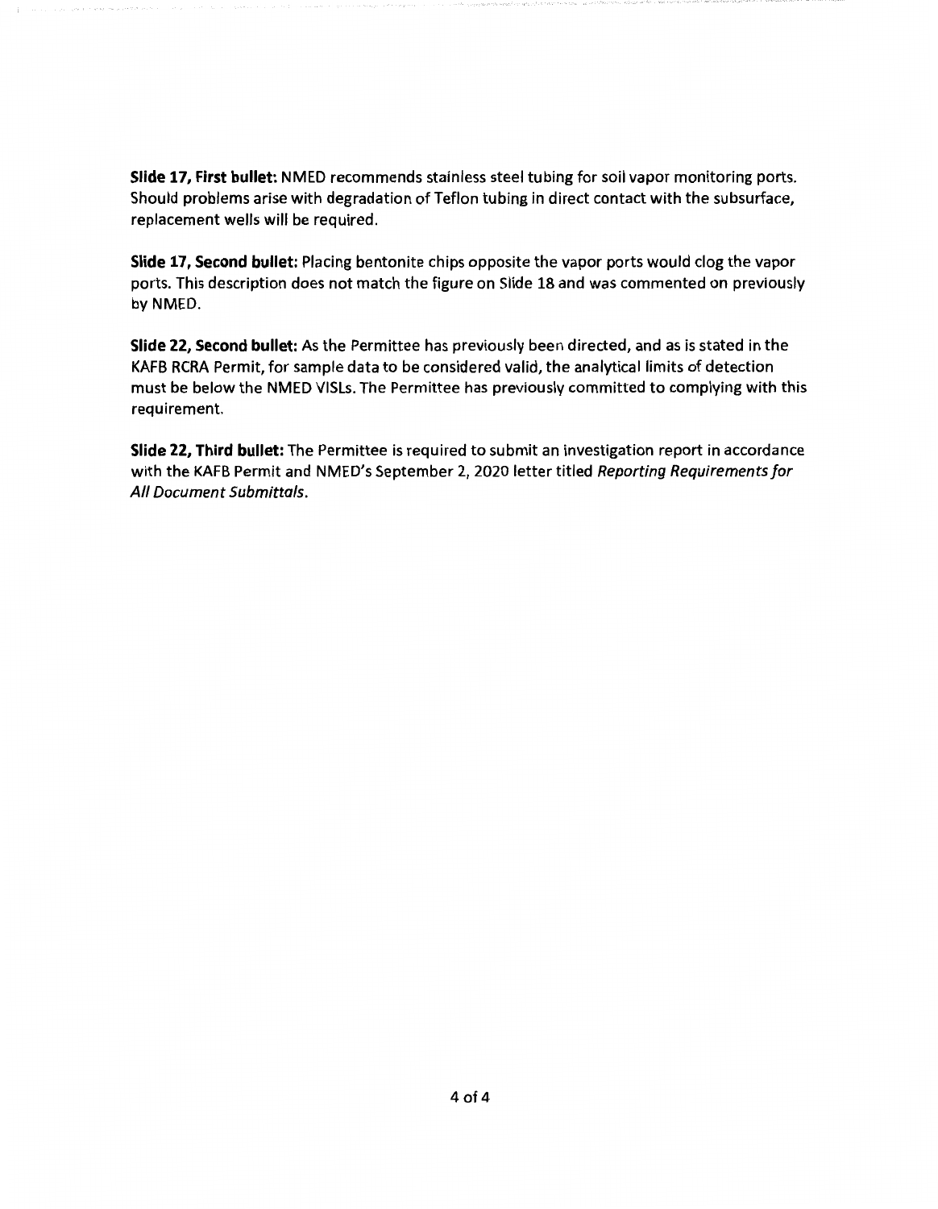**Slide 17, First bullet:** NMED recommends stainless steel tubing for soil vapor monitoring ports. Should problems arise with degradation of Teflon tubing in direct contact with the subsurface, replacement wells will be required.

**Slide 17, Second bullet:** Placing bentonite chips opposite the vapor ports would clog the vapor ports. This description does not match the figure on Slide 18 and was commented on previously by NMED.

**Slide 22, Second bullet:** As the Permittee has previously been directed, and as is stated in the KAFB RCRA Permit, for sample data to be considered valid, the analytical limits of detection must be below the NMED VISLs. The Permittee has previously committed to complying with this requirement.

**Slide 22, Third bullet:** The Permittee is required to submit an investigation report in accordance with the KAFB Permit and NMED's September 2, 2020 letter titled *Reporting Requirements for All Document Submittals*.